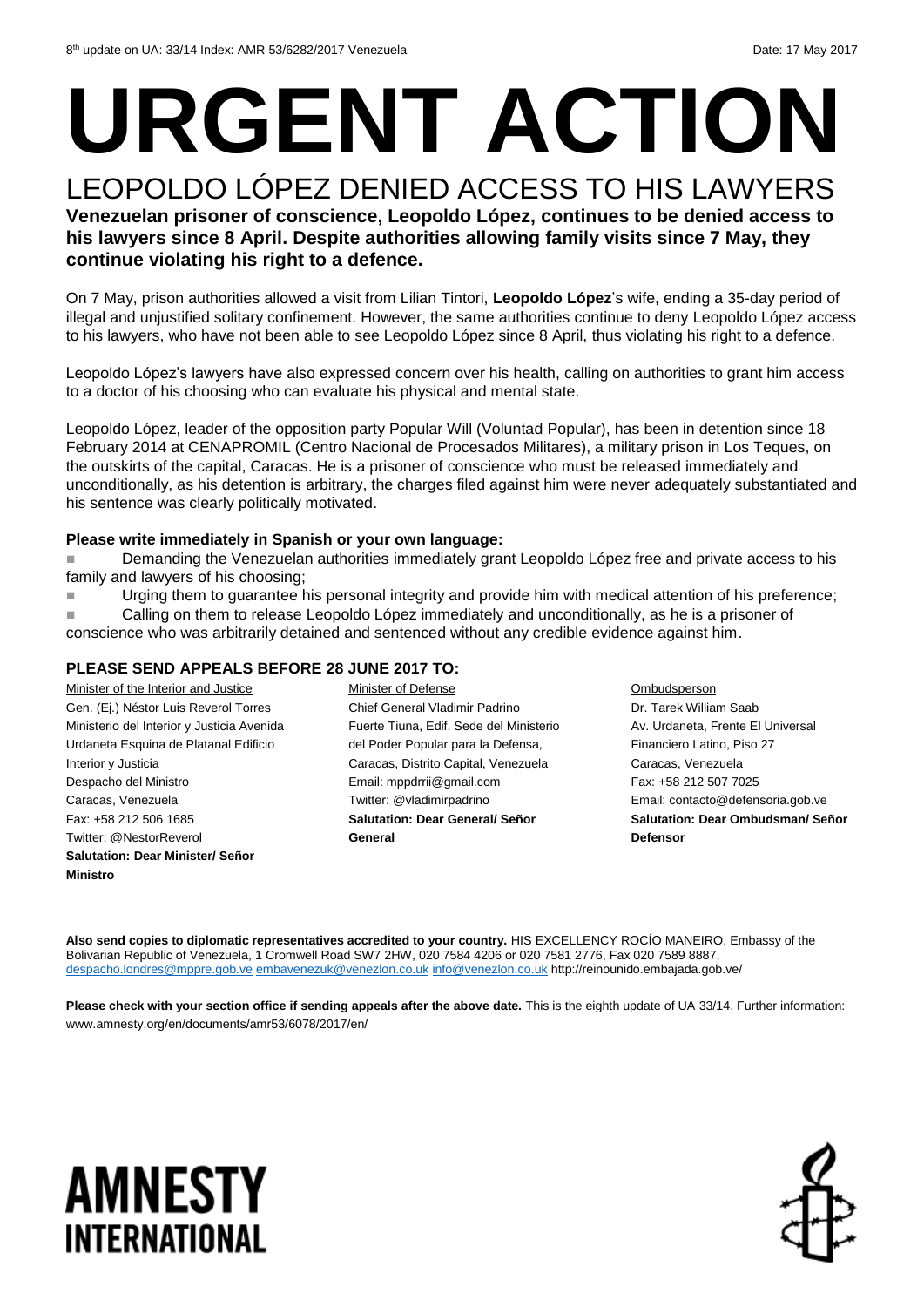8th update on UA: 33/14 Index: AMR 53/6282/2017 Venezuela Date: 17 May 2017

# URGENT ACTION

## LEOPOLDO LÓPEZ DENIED ACCESS TO HIS LAWYERS

**Venezuelan prisoner of conscience, Leopoldo López, continues to be denied access to his lawyers since 8 April. Despite authorities allowing family visits since 7 May, they continue violating his right to a defence.**

On 7 May, prison authorities allowed a visit from Lilian Tintori, **Leopoldo López**'s wife, ending a 35-day period of illegal and unjustified solitary confinement. However, the same authorities continue to deny Leopoldo López access to his lawyers, who have not been able to see Leopoldo López since 8 April, thus violating his right to a defence.

Leopoldo López's lawyers have also expressed concern over his health, calling on authorities to grant him access to a doctor of his choosing who can evaluate his physical and mental state.

Leopoldo López, leader of the opposition party Popular Will (Voluntad Popular), has been in detention since 18 February 2014 at CENAPROMIL (Centro Nacional de Procesados Militares), a military prison in Los Teques, on the outskirts of the capital, Caracas. He is a prisoner of conscience who must be released immediately and unconditionally, as his detention is arbitrary, the charges filed against him were never adequately substantiated and his sentence was clearly politically motivated.

**Please write immediately in Spanish or your own language:**

- Demanding the Venezuelan authorities immediately grant Leopoldo López free and private access to his family and lawyers of his choosing;
- Urging them to guarantee his personal integrity and provide him with medical attention of his preference;
- Calling on them to release Leopoldo López immediately and unconditionally, as he is a prisoner of conscience who was arbitrarily detained and sentenced without any credible evidence against him.

**PLEASE SEND APPEALS BEFORE 28 JUNE 2017 TO:**

Minister of the Interior and Justice
Gen. (Ej.) Néstor Luis Reverol Torres
Ministerio del Interior y Justicia Avenida Urdaneta Esquina de Platanal Edificio Interior y Justicia
Despacho del Ministro
Caracas, Venezuela
Fax: +58 212 506 1685
Twitter: @NestorReverol
**Salutation: Dear Minister/ Señor Ministro**

Minister of Defense
Chief General Vladimir Padrino
Fuerte Tiuna, Edif. Sede del Ministerio del Poder Popular para la Defensa,
Caracas, Distrito Capital, Venezuela
Email: mppdrrii@gmail.com
Twitter: @vladimirpadrino
**Salutation: Dear General/ Señor General**

Ombudsperson
Dr. Tarek William Saab
Av. Urdaneta, Frente El Universal Financiero Latino, Piso 27
Caracas, Venezuela
Fax: +58 212 507 7025
Email: contacto@defensoria.gob.ve
**Salutation: Dear Ombudsman/ Señor Defensor**

**Also send copies to diplomatic representatives accredited to your country.** HIS EXCELLENCY ROCÍO MANEIRO, Embassy of the Bolivarian Republic of Venezuela, 1 Cromwell Road SW7 2HW, 020 7584 4206 or 020 7581 2776, Fax 020 7589 8887, despacho.londres@mppre.gob.ve embavenezuk@venezlon.co.uk info@venezlon.co.uk http://reinounido.embajada.gob.ve/

**Please check with your section office if sending appeals after the above date.** This is the eighth update of UA 33/14. Further information: www.amnesty.org/en/documents/amr53/6078/2017/en/

AMNESTY INTERNATIONAL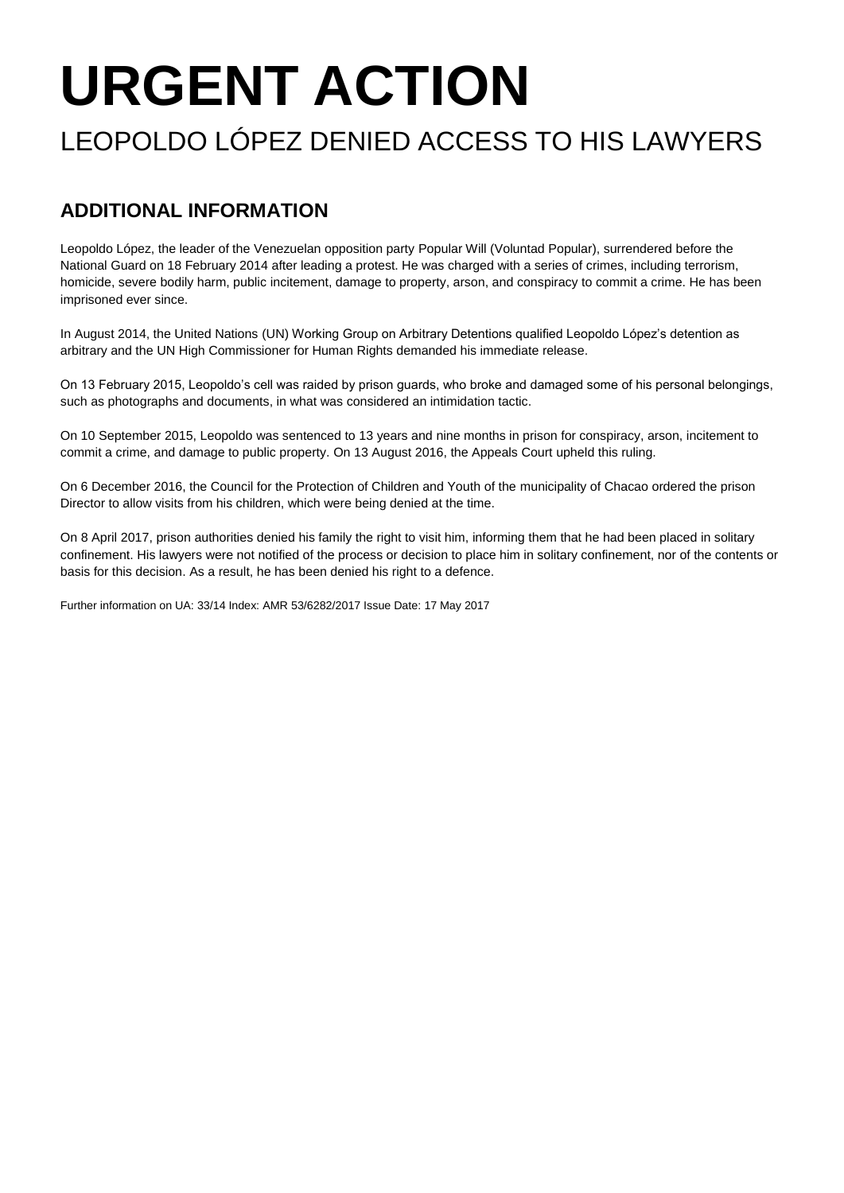# URGENT ACTION

## LEOPOLDO LÓPEZ DENIED ACCESS TO HIS LAWYERS

### ADDITIONAL INFORMATION

Leopoldo López, the leader of the Venezuelan opposition party Popular Will (Voluntad Popular), surrendered before the National Guard on 18 February 2014 after leading a protest. He was charged with a series of crimes, including terrorism, homicide, severe bodily harm, public incitement, damage to property, arson, and conspiracy to commit a crime. He has been imprisoned ever since.

In August 2014, the United Nations (UN) Working Group on Arbitrary Detentions qualified Leopoldo López's detention as arbitrary and the UN High Commissioner for Human Rights demanded his immediate release.

On 13 February 2015, Leopoldo's cell was raided by prison guards, who broke and damaged some of his personal belongings, such as photographs and documents, in what was considered an intimidation tactic.

On 10 September 2015, Leopoldo was sentenced to 13 years and nine months in prison for conspiracy, arson, incitement to commit a crime, and damage to public property. On 13 August 2016, the Appeals Court upheld this ruling.

On 6 December 2016, the Council for the Protection of Children and Youth of the municipality of Chacao ordered the prison Director to allow visits from his children, which were being denied at the time.

On 8 April 2017, prison authorities denied his family the right to visit him, informing them that he had been placed in solitary confinement. His lawyers were not notified of the process or decision to place him in solitary confinement, nor of the contents or basis for this decision. As a result, he has been denied his right to a defence.

Further information on UA: 33/14 Index: AMR 53/6282/2017 Issue Date: 17 May 2017